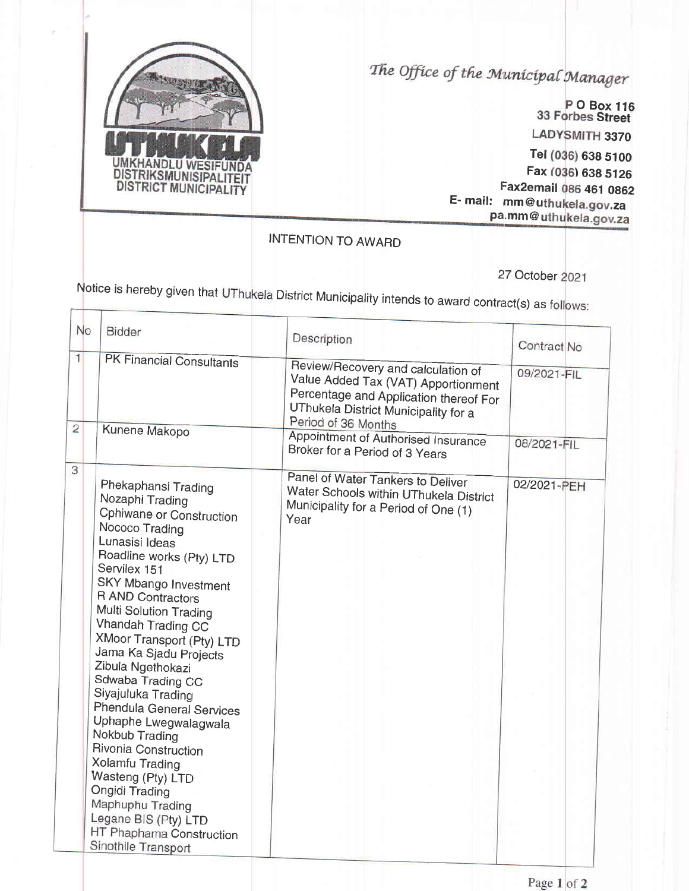UTHUKELA
UMKHANDLU WESIFUNDA
DISTRIKSMUNISIPALITEIT
DISTRICT MUNICIPALITY

*The Office of the Municipal Manager*

**P O Box 116**
**33 Forbes Street**
**LADYSMITH 3370**
**Tel (036) 638 5100**
**Fax (036) 638 5126**
**Fax2email 086 461 0862**
**E- mail: mm@uthukela.gov.za**
**pa.mm@uthukela.gov.za**

## INTENTION TO AWARD

27 October 2021

Notice is hereby given that UThukela District Municipality intends to award contract(s) as follows:

| No | Bidder | Description | Contract No |
|---|---|---|---|
| 1 | PK Financial Consultants | Review/Recovery and calculation of Value Added Tax (VAT) Apportionment Percentage and Application thereof For UThukela District Municipality for a Period of 36 Months | 09/2021-FIL |
| 2 | Kunene Makopo | Appointment of Authorised Insurance Broker for a Period of 3 Years | 08/2021-FIL |
| 3 | Phekaphansi Trading<br>Nozaphi Trading<br>Cphiwane or Construction<br>Nococo Trading<br>Lunasisi Ideas<br>Roadline works (Pty) LTD<br>Servilex 151<br>SKY Mbango Investment<br>R AND Contractors<br>Multi Solution Trading<br>Vhandah Trading CC<br>XMoor Transport (Pty) LTD<br>Jama Ka Sjadu Projects<br>Zibula Ngethokazi<br>Sdwaba Trading CC<br>Siyajuluka Trading<br>Phendula General Services<br>Uphaphe Lwegwalagwala<br>Nokbub Trading<br>Rivonia Construction<br>Xolamfu Trading<br>Wasteng (Pty) LTD<br>Ongidi Trading<br>Maphuphu Trading<br>Legane BIS (Pty) LTD<br>HT Phaphama Construction<br>Sinothile Transport | Panel of Water Tankers to Deliver Water Schools within UThukela District Municipality for a Period of One (1) Year | 02/2021-PEH |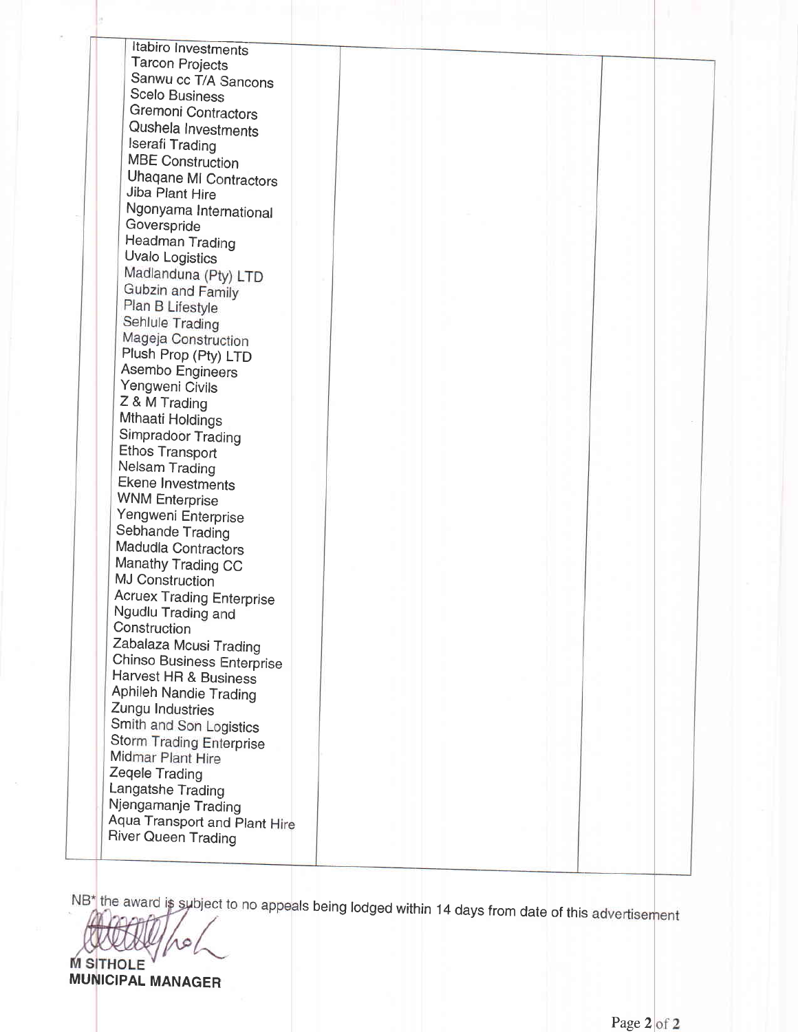| | | | |
|---|---|---|---|
| | Itabiro Investments<br>Tarcon Projects<br>Sanwu cc T/A Sancons<br>Scelo Business<br>Gremoni Contractors<br>Qushela Investments<br>Iserafi Trading<br>MBE Construction<br>Uhaqane MI Contractors<br>Jiba Plant Hire<br>Ngonyama International<br>Goverspride<br>Headman Trading<br>Uvalo Logistics<br>Madlanduna (Pty) LTD<br>Gubzin and Family<br>Plan B Lifestyle<br>Sehlule Trading<br>Mageja Construction<br>Plush Prop (Pty) LTD<br>Asembo Engineers<br>Yengweni Civils<br>Z & M Trading<br>Mthaati Holdings<br>Simpradoor Trading<br>Ethos Transport<br>Nelsam Trading<br>Ekene Investments<br>WNM Enterprise<br>Yengweni Enterprise<br>Sebhande Trading<br>Madudla Contractors<br>Manathy Trading CC<br>MJ Construction<br>Acruex Trading Enterprise<br>Ngudlu Trading and Construction<br>Zabalaza Mcusi Trading<br>Chinso Business Enterprise<br>Harvest HR & Business<br>Aphileh Nandie Trading<br>Zungu Industries<br>Smith and Son Logistics<br>Storm Trading Enterprise<br>Midmar Plant Hire<br>Zeqele Trading<br>Langatshe Trading<br>Njengamanje Trading<br>Aqua Transport and Plant Hire<br>River Queen Trading | | |

NB* the award is subject to no appeals being lodged within 14 days from date of this advertisement

**M SITHOLE**
**MUNICIPAL MANAGER**